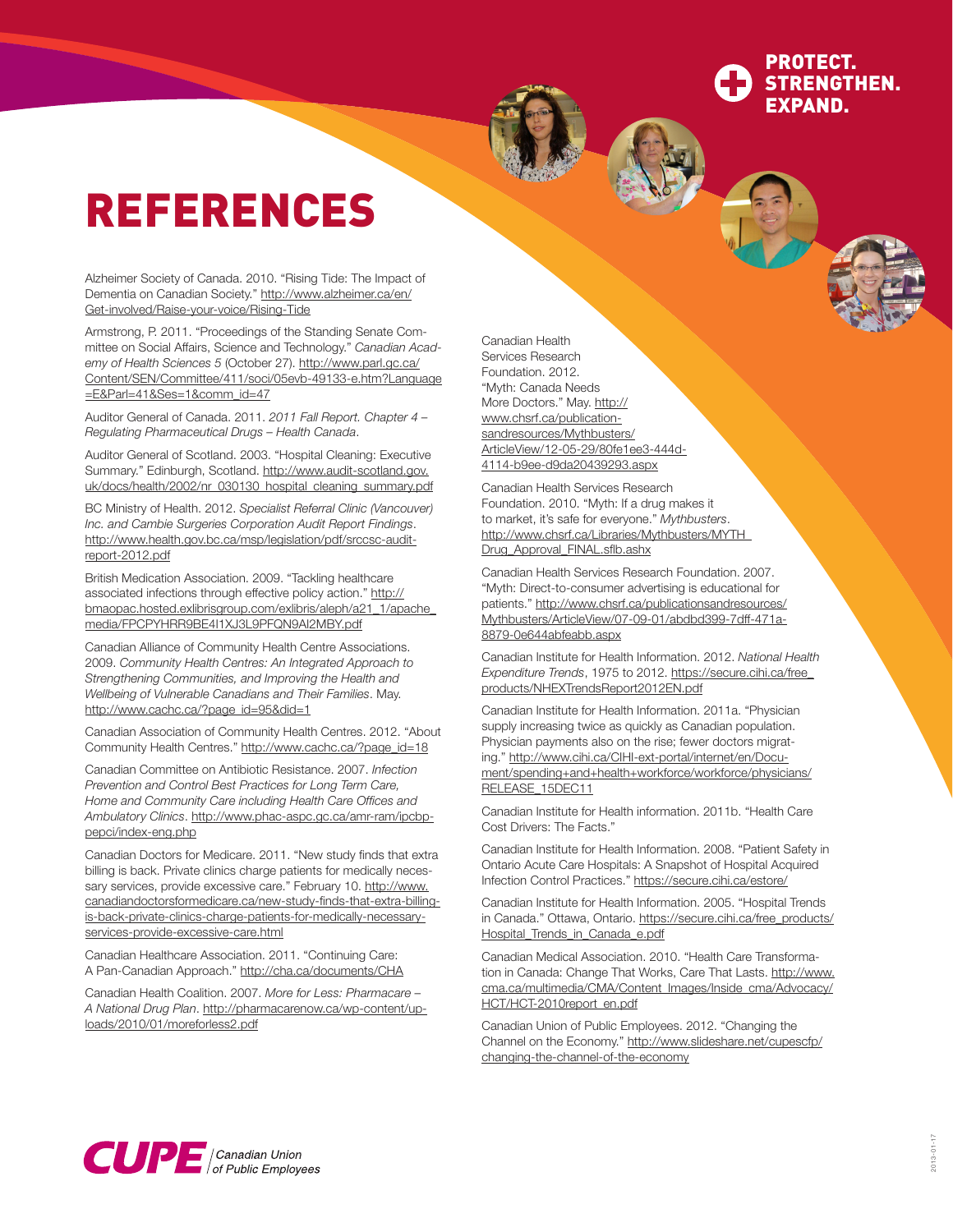PROTECT. STRENGTHEN. EXPAND.

# REFERENCES

Alzheimer Society of Canada. 2010. "Rising Tide: The Impact of Dementia on Canadian Society." http://www.alzheimer.ca/en/Get-involved/Raise-your-voice/Rising-Tide

Armstrong, P. 2011. "Proceedings of the Standing Senate Committee on Social Affairs, Science and Technology." *Canadian Academy of Health Sciences 5* (October 27). http://www.parl.gc.ca/Content/SEN/Committee/411/soci/05evb-49133-e.htm?Language=E&Parl=41&Ses=1&comm_id=47

Auditor General of Canada. 2011. *2011 Fall Report. Chapter 4 – Regulating Pharmaceutical Drugs – Health Canada*.

Auditor General of Scotland. 2003. "Hospital Cleaning: Executive Summary." Edinburgh, Scotland. http://www.audit-scotland.gov.uk/docs/health/2002/nr_030130_hospital_cleaning_summary.pdf

BC Ministry of Health. 2012. *Specialist Referral Clinic (Vancouver) Inc. and Cambie Surgeries Corporation Audit Report Findings*. http://www.health.gov.bc.ca/msp/legislation/pdf/srccsc-audit-report-2012.pdf

British Medication Association. 2009. "Tackling healthcare associated infections through effective policy action." http://bmaopac.hosted.exlibrisgroup.com/exlibris/aleph/a21_1/apache_media/FPCPYHRR9BE4I1XJ3L9PFQN9AI2MBY.pdf

Canadian Alliance of Community Health Centre Associations. 2009. *Community Health Centres: An Integrated Approach to Strengthening Communities, and Improving the Health and Wellbeing of Vulnerable Canadians and Their Families*. May. http://www.cachc.ca/?page_id=95&did=1

Canadian Association of Community Health Centres. 2012. "About Community Health Centres." http://www.cachc.ca/?page_id=18

Canadian Committee on Antibiotic Resistance. 2007. *Infection Prevention and Control Best Practices for Long Term Care, Home and Community Care including Health Care Offices and Ambulatory Clinics*. http://www.phac-aspc.gc.ca/amr-ram/ipcbp-pepci/index-eng.php

Canadian Doctors for Medicare. 2011. "New study finds that extra billing is back. Private clinics charge patients for medically necessary services, provide excessive care." February 10. http://www.canadiandoctorsformedicare.ca/new-study-finds-that-extra-billing-is-back-private-clinics-charge-patients-for-medically-necessary-services-provide-excessive-care.html

Canadian Healthcare Association. 2011. "Continuing Care: A Pan-Canadian Approach." http://cha.ca/documents/CHA

Canadian Health Coalition. 2007. *More for Less: Pharmacare – A National Drug Plan*. http://pharmacarenow.ca/wp-content/uploads/2010/01/moreforless2.pdf

Canadian Health Services Research Foundation. 2012. "Myth: Canada Needs More Doctors." May. http://www.chsrf.ca/publicationsandresources/Mythbusters/ArticleView/12-05-29/80fe1ee3-444d-4114-b9ee-d9da20439293.aspx

Canadian Health Services Research Foundation. 2010. "Myth: If a drug makes it to market, it's safe for everyone." *Mythbusters*. http://www.chsrf.ca/Libraries/Mythbusters/MYTH_Drug_Approval_FINAL.sflb.ashx

Canadian Health Services Research Foundation. 2007. "Myth: Direct-to-consumer advertising is educational for patients." http://www.chsrf.ca/publicationsandresources/Mythbusters/ArticleView/07-09-01/abdbd399-7dff-471a-8879-0e644abfeabb.aspx

Canadian Institute for Health Information. 2012. *National Health Expenditure Trends*, 1975 to 2012. https://secure.cihi.ca/free_products/NHEXTrendsReport2012EN.pdf

Canadian Institute for Health Information. 2011a. "Physician supply increasing twice as quickly as Canadian population. Physician payments also on the rise; fewer doctors migrating." http://www.cihi.ca/CIHI-ext-portal/internet/en/Document/spending+and+health+workforce/workforce/physicians/RELEASE_15DEC11

Canadian Institute for Health information. 2011b. "Health Care Cost Drivers: The Facts."

Canadian Institute for Health Information. 2008. "Patient Safety in Ontario Acute Care Hospitals: A Snapshot of Hospital Acquired Infection Control Practices." https://secure.cihi.ca/estore/

Canadian Institute for Health Information. 2005. "Hospital Trends in Canada." Ottawa, Ontario. https://secure.cihi.ca/free_products/Hospital_Trends_in_Canada_e.pdf

Canadian Medical Association. 2010. "Health Care Transformation in Canada: Change That Works, Care That Lasts. http://www.cma.ca/multimedia/CMA/Content_Images/Inside_cma/Advocacy/HCT/HCT-2010report_en.pdf

Canadian Union of Public Employees. 2012. "Changing the Channel on the Economy." http://www.slideshare.net/cupescfp/changing-the-channel-of-the-economy

CUPE | Canadian Union of Public Employees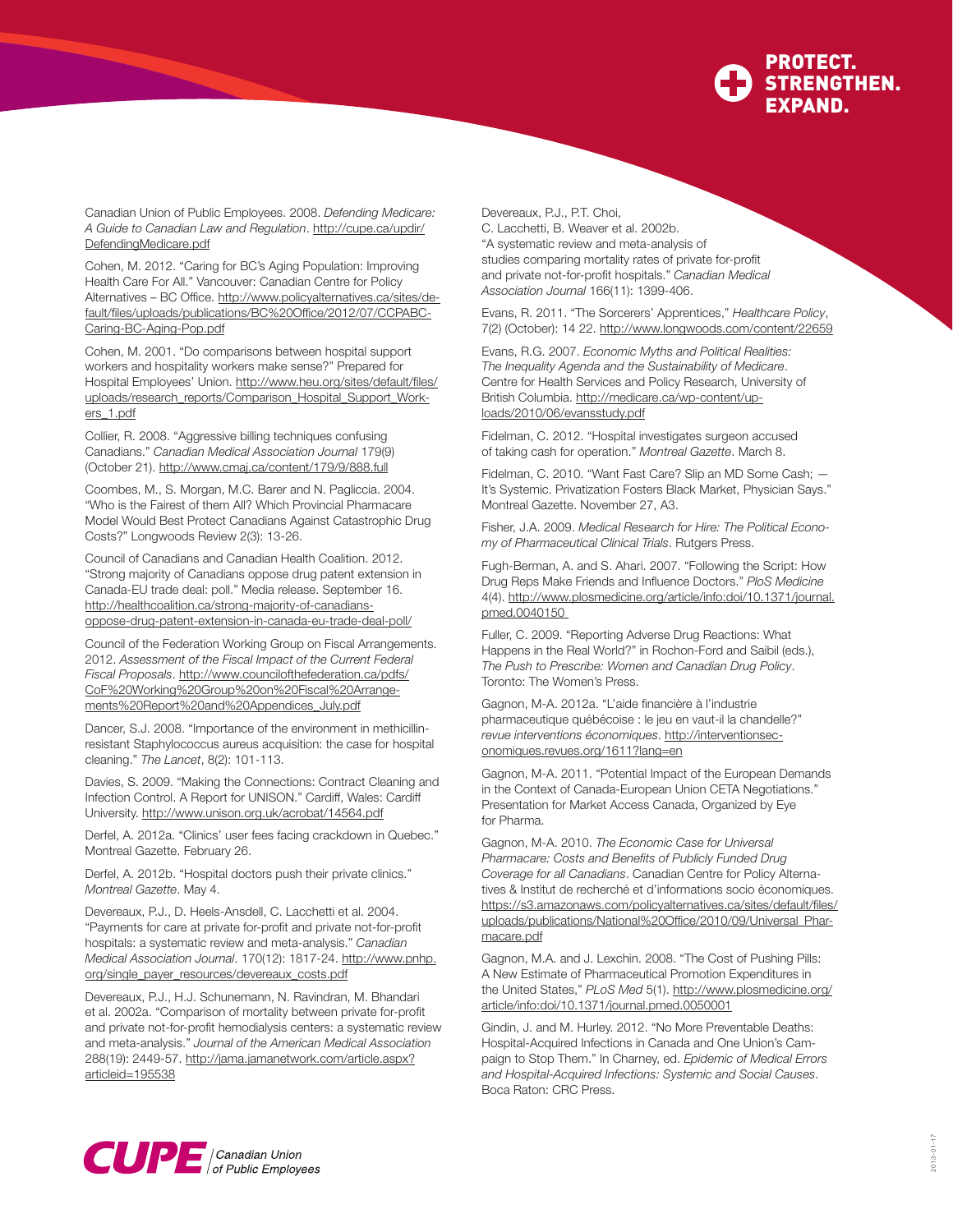Canadian Union of Public Employees. 2008. *Defending Medicare: A Guide to Canadian Law and Regulation*. http://cupe.ca/updir/DefendingMedicare.pdf

Cohen, M. 2012. "Caring for BC's Aging Population: Improving Health Care For All." Vancouver: Canadian Centre for Policy Alternatives – BC Office. http://www.policyalternatives.ca/sites/default/files/uploads/publications/BC%20Office/2012/07/CCPABC-Caring-BC-Aging-Pop.pdf

Cohen, M. 2001. "Do comparisons between hospital support workers and hospitality workers make sense?" Prepared for Hospital Employees' Union. http://www.heu.org/sites/default/files/uploads/research_reports/Comparison_Hospital_Support_Workers_1.pdf

Collier, R. 2008. "Aggressive billing techniques confusing Canadians." *Canadian Medical Association Journal* 179(9) (October 21). http://www.cmaj.ca/content/179/9/888.full

Coombes, M., S. Morgan, M.C. Barer and N. Pagliccia. 2004. "Who is the Fairest of them All? Which Provincial Pharmacare Model Would Best Protect Canadians Against Catastrophic Drug Costs?" Longwoods Review 2(3): 13-26.

Council of Canadians and Canadian Health Coalition. 2012. "Strong majority of Canadians oppose drug patent extension in Canada-EU trade deal: poll." Media release. September 16. http://healthcoalition.ca/strong-majority-of-canadians-oppose-drug-patent-extension-in-canada-eu-trade-deal-poll/

Council of the Federation Working Group on Fiscal Arrangements. 2012. *Assessment of the Fiscal Impact of the Current Federal Fiscal Proposals*. http://www.councilofthefederation.ca/pdfs/CoF%20Working%20Group%20on%20Fiscal%20Arrangements%20Report%20and%20Appendices_July.pdf

Dancer, S.J. 2008. "Importance of the environment in methicillin-resistant Staphylococcus aureus acquisition: the case for hospital cleaning." *The Lancet*, 8(2): 101-113.

Davies, S. 2009. "Making the Connections: Contract Cleaning and Infection Control. A Report for UNISON." Cardiff, Wales: Cardiff University. http://www.unison.org.uk/acrobat/14564.pdf

Derfel, A. 2012a. "Clinics' user fees facing crackdown in Quebec." Montreal Gazette. February 26.

Derfel, A. 2012b. "Hospital doctors push their private clinics." *Montreal Gazette*. May 4.

Devereaux, P.J., D. Heels-Ansdell, C. Lacchetti et al. 2004. "Payments for care at private for-profit and private not-for-profit hospitals: a systematic review and meta-analysis." *Canadian Medical Association Journal*. 170(12): 1817-24. http://www.pnhp.org/single_payer_resources/devereaux_costs.pdf

Devereaux, P.J., H.J. Schunemann, N. Ravindran, M. Bhandari et al. 2002a. "Comparison of mortality between private for-profit and private not-for-profit hemodialysis centers: a systematic review and meta-analysis." *Journal of the American Medical Association* 288(19): 2449-57. http://jama.jamanetwork.com/article.aspx?articleid=195538

Devereaux, P.J., P.T. Choi, C. Lacchetti, B. Weaver et al. 2002b. "A systematic review and meta-analysis of studies comparing mortality rates of private for-profit and private not-for-profit hospitals." *Canadian Medical Association Journal* 166(11): 1399-406.

Evans, R. 2011. "The Sorcerers' Apprentices," *Healthcare Policy*, 7(2) (October): 14 22. http://www.longwoods.com/content/22659

Evans, R.G. 2007. *Economic Myths and Political Realities: The Inequality Agenda and the Sustainability of Medicare*. Centre for Health Services and Policy Research, University of British Columbia. http://medicare.ca/wp-content/uploads/2010/06/evansstudy.pdf

Fidelman, C. 2012. "Hospital investigates surgeon accused of taking cash for operation." *Montreal Gazette*. March 8.

Fidelman, C. 2010. "Want Fast Care? Slip an MD Some Cash; — It's Systemic. Privatization Fosters Black Market, Physician Says." Montreal Gazette. November 27, A3.

Fisher, J.A. 2009. *Medical Research for Hire: The Political Economy of Pharmaceutical Clinical Trials*. Rutgers Press.

Fugh-Berman, A. and S. Ahari. 2007. "Following the Script: How Drug Reps Make Friends and Influence Doctors." *PloS Medicine* 4(4). http://www.plosmedicine.org/article/info:doi/10.1371/journal.pmed.0040150

Fuller, C. 2009. "Reporting Adverse Drug Reactions: What Happens in the Real World?" in Rochon-Ford and Saibil (eds.), *The Push to Prescribe: Women and Canadian Drug Policy*. Toronto: The Women's Press.

Gagnon, M-A. 2012a. "L'aide financière à l'industrie pharmaceutique québécoise : le jeu en vaut-il la chandelle?" *revue interventions économiques*. http://interventionseconomiques.revues.org/1611?lang=en

Gagnon, M-A. 2011. "Potential Impact of the European Demands in the Context of Canada-European Union CETA Negotiations." Presentation for Market Access Canada, Organized by Eye for Pharma.

Gagnon, M-A. 2010. *The Economic Case for Universal Pharmacare: Costs and Benefits of Publicly Funded Drug Coverage for all Canadians*. Canadian Centre for Policy Alternatives & Institut de recherché et d'informations socio économiques. https://s3.amazonaws.com/policyalternatives.ca/sites/default/files/uploads/publications/National%20Office/2010/09/Universal_Pharmacare.pdf

Gagnon, M.A. and J. Lexchin. 2008. "The Cost of Pushing Pills: A New Estimate of Pharmaceutical Promotion Expenditures in the United States," *PLoS Med* 5(1). http://www.plosmedicine.org/article/info:doi/10.1371/journal.pmed.0050001

Gindin, J. and M. Hurley. 2012. "No More Preventable Deaths: Hospital-Acquired Infections in Canada and One Union's Campaign to Stop Them." In Charney, ed. *Epidemic of Medical Errors and Hospital-Acquired Infections: Systemic and Social Causes*. Boca Raton: CRC Press.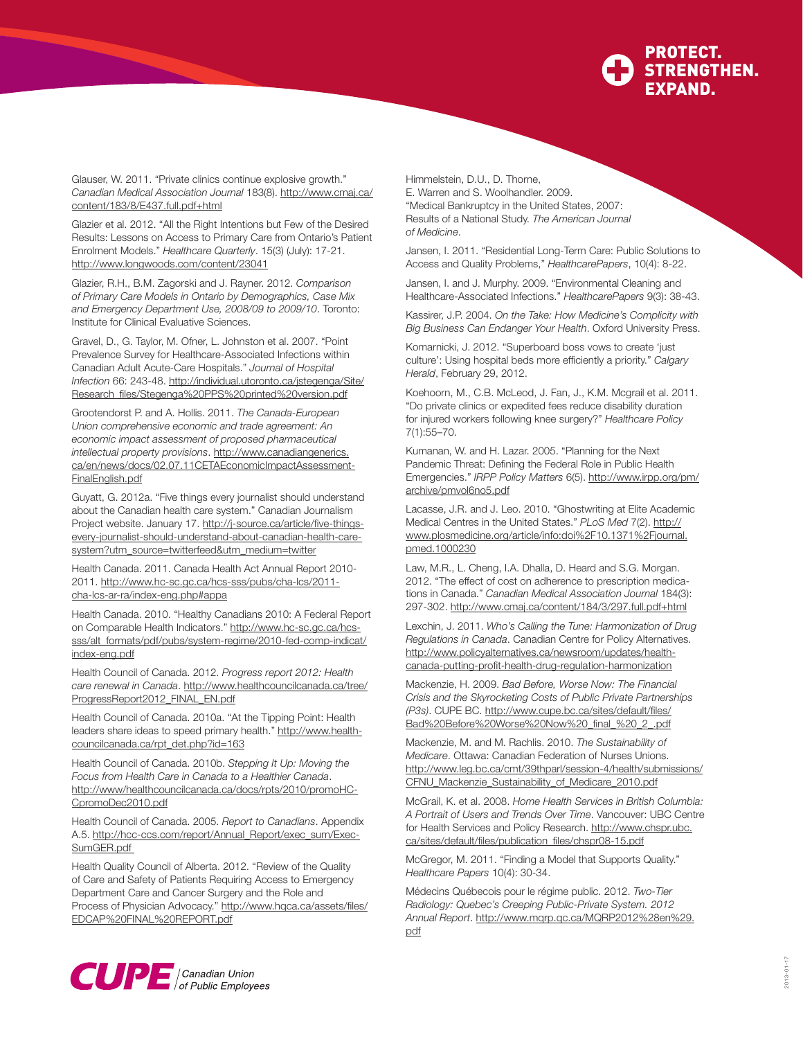Glauser, W. 2011. "Private clinics continue explosive growth." *Canadian Medical Association Journal* 183(8). http://www.cmaj.ca/content/183/8/E437.full.pdf+html

Glazier et al. 2012. "All the Right Intentions but Few of the Desired Results: Lessons on Access to Primary Care from Ontario's Patient Enrolment Models." *Healthcare Quarterly*. 15(3) (July): 17-21. http://www.longwoods.com/content/23041

Glazier, R.H., B.M. Zagorski and J. Rayner. 2012. *Comparison of Primary Care Models in Ontario by Demographics, Case Mix and Emergency Department Use, 2008/09 to 2009/10*. Toronto: Institute for Clinical Evaluative Sciences.

Gravel, D., G. Taylor, M. Ofner, L. Johnston et al. 2007. "Point Prevalence Survey for Healthcare-Associated Infections within Canadian Adult Acute-Care Hospitals." *Journal of Hospital Infection* 66: 243-48. http://individual.utoronto.ca/jstegenga/Site/Research_files/Stegenga%20PPS%20printed%20version.pdf

Grootendorst P. and A. Hollis. 2011. *The Canada-European Union comprehensive economic and trade agreement: An economic impact assessment of proposed pharmaceutical intellectual property provisions*. http://www.canadiangenerics.ca/en/news/docs/02.07.11CETAEconomicImpactAssessment-FinalEnglish.pdf

Guyatt, G. 2012a. "Five things every journalist should understand about the Canadian health care system." Canadian Journalism Project website. January 17. http://j-source.ca/article/five-things-every-journalist-should-understand-about-canadian-health-care-system?utm_source=twitterfeed&utm_medium=twitter

Health Canada. 2011. Canada Health Act Annual Report 2010-2011. http://www.hc-sc.gc.ca/hcs-sss/pubs/cha-lcs/2011-cha-lcs-ar-ra/index-eng.php#appa

Health Canada. 2010. "Healthy Canadians 2010: A Federal Report on Comparable Health Indicators." http://www.hc-sc.gc.ca/hcs-sss/alt_formats/pdf/pubs/system-regime/2010-fed-comp-indicat/index-eng.pdf

Health Council of Canada. 2012. *Progress report 2012: Health care renewal in Canada*. http://www.healthcouncilcanada.ca/tree/ProgressReport2012_FINAL_EN.pdf

Health Council of Canada. 2010a. "At the Tipping Point: Health leaders share ideas to speed primary health." http://www.healthcouncilcanada.ca/rpt_det.php?id=163

Health Council of Canada. 2010b. *Stepping It Up: Moving the Focus from Health Care in Canada to a Healthier Canada*. http://www/healthcouncilcanada.ca/docs/rpts/2010/promoHC-CpromoDec2010.pdf

Health Council of Canada. 2005. *Report to Canadians*. Appendix A.5. http://hcc-ccs.com/report/Annual_Report/exec_sum/Exec-SumGER.pdf

Health Quality Council of Alberta. 2012. "Review of the Quality of Care and Safety of Patients Requiring Access to Emergency Department Care and Cancer Surgery and the Role and Process of Physician Advocacy." http://www.hqca.ca/assets/files/EDCAP%20FINAL%20REPORT.pdf

Himmelstein, D.U., D. Thorne, E. Warren and S. Woolhandler. 2009. "Medical Bankruptcy in the United States, 2007: Results of a National Study. *The American Journal of Medicine*.

Jansen, I. 2011. "Residential Long-Term Care: Public Solutions to Access and Quality Problems," *HealthcarePapers*, 10(4): 8-22.

Jansen, I. and J. Murphy. 2009. "Environmental Cleaning and Healthcare-Associated Infections." *HealthcarePapers* 9(3): 38-43.

Kassirer, J.P. 2004. *On the Take: How Medicine's Complicity with Big Business Can Endanger Your Health*. Oxford University Press.

Komarnicki, J. 2012. "Superboard boss vows to create 'just culture': Using hospital beds more efficiently a priority." *Calgary Herald*, February 29, 2012.

Koehoorn, M., C.B. McLeod, J. Fan, J., K.M. Mcgrail et al. 2011. "Do private clinics or expedited fees reduce disability duration for injured workers following knee surgery?" *Healthcare Policy* 7(1):55–70.

Kumanan, W. and H. Lazar. 2005. "Planning for the Next Pandemic Threat: Defining the Federal Role in Public Health Emergencies." *IRPP Policy Matters* 6(5). http://www.irpp.org/pm/archive/pmvol6no5.pdf

Lacasse, J.R. and J. Leo. 2010. "Ghostwriting at Elite Academic Medical Centres in the United States." *PLoS Med* 7(2). http://www.plosmedicine.org/article/info:doi%2F10.1371%2Fjournal.pmed.1000230

Law, M.R., L. Cheng, I.A. Dhalla, D. Heard and S.G. Morgan. 2012. "The effect of cost on adherence to prescription medications in Canada." *Canadian Medical Association Journal* 184(3): 297-302. http://www.cmaj.ca/content/184/3/297.full.pdf+html

Lexchin, J. 2011. *Who's Calling the Tune: Harmonization of Drug Regulations in Canada*. Canadian Centre for Policy Alternatives. http://www.policyalternatives.ca/newsroom/updates/health-canada-putting-profit-health-drug-regulation-harmonization

Mackenzie, H. 2009. *Bad Before, Worse Now: The Financial Crisis and the Skyrocketing Costs of Public Private Partnerships (P3s)*. CUPE BC. http://www.cupe.bc.ca/sites/default/files/Bad%20Before%20Worse%20Now%20_final_%20_2_.pdf

Mackenzie, M. and M. Rachlis. 2010. *The Sustainability of Medicare*. Ottawa: Canadian Federation of Nurses Unions. http://www.leg.bc.ca/cmt/39thparl/session-4/health/submissions/CFNU_Mackenzie_Sustainability_of_Medicare_2010.pdf

McGrail, K. et al. 2008. *Home Health Services in British Columbia: A Portrait of Users and Trends Over Time*. Vancouver: UBC Centre for Health Services and Policy Research. http://www.chspr.ubc.ca/sites/default/files/publication_files/chspr08-15.pdf

McGregor, M. 2011. "Finding a Model that Supports Quality." *Healthcare Papers* 10(4): 30-34.

Médecins Québecois pour le régime public. 2012. *Two-Tier Radiology: Quebec's Creeping Public-Private System. 2012 Annual Report*. http://www.mqrp.qc.ca/MQRP2012%28en%29.pdf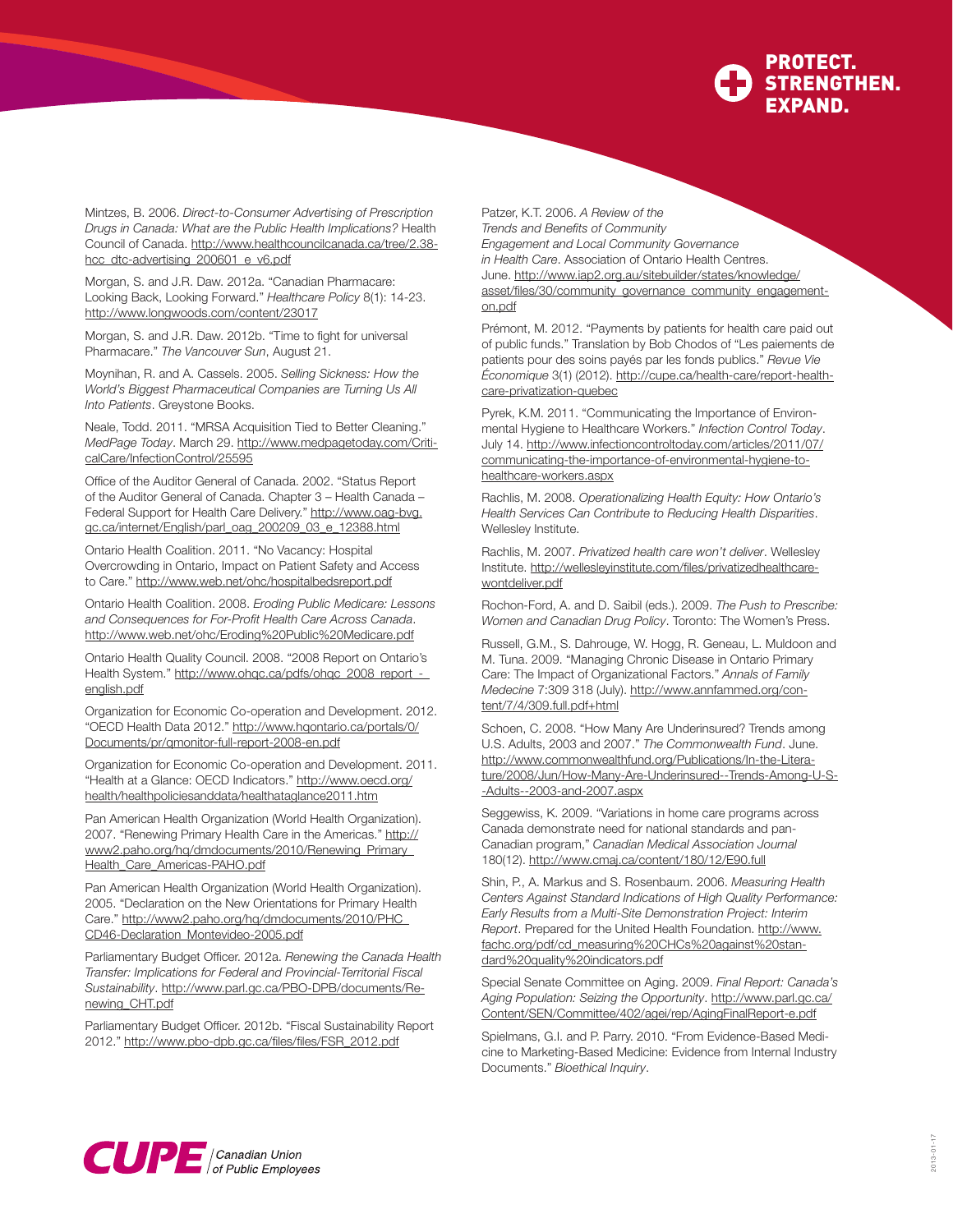Mintzes, B. 2006. *Direct-to-Consumer Advertising of Prescription Drugs in Canada: What are the Public Health Implications?* Health Council of Canada. http://www.healthcouncilcanada.ca/tree/2.38-hcc_dtc-advertising_200601_e_v6.pdf

Morgan, S. and J.R. Daw. 2012a. "Canadian Pharmacare: Looking Back, Looking Forward." *Healthcare Policy* 8(1): 14-23. http://www.longwoods.com/content/23017

Morgan, S. and J.R. Daw. 2012b. "Time to fight for universal Pharmacare." *The Vancouver Sun*, August 21.

Moynihan, R. and A. Cassels. 2005. *Selling Sickness: How the World's Biggest Pharmaceutical Companies are Turning Us All Into Patients*. Greystone Books.

Neale, Todd. 2011. "MRSA Acquisition Tied to Better Cleaning." *MedPage Today*. March 29. http://www.medpagetoday.com/CriticalCare/InfectionControl/25595

Office of the Auditor General of Canada. 2002. "Status Report of the Auditor General of Canada. Chapter 3 – Health Canada – Federal Support for Health Care Delivery." http://www.oag-bvg.gc.ca/internet/English/parl_oag_200209_03_e_12388.html

Ontario Health Coalition. 2011. "No Vacancy: Hospital Overcrowding in Ontario, Impact on Patient Safety and Access to Care." http://www.web.net/ohc/hospitalbedsreport.pdf

Ontario Health Coalition. 2008. *Eroding Public Medicare: Lessons and Consequences for For-Profit Health Care Across Canada*. http://www.web.net/ohc/Eroding%20Public%20Medicare.pdf

Ontario Health Quality Council. 2008. "2008 Report on Ontario's Health System." http://www.ohqc.ca/pdfs/ohqc_2008_report_-_english.pdf

Organization for Economic Co-operation and Development. 2012. "OECD Health Data 2012." http://www.hqontario.ca/portals/0/Documents/pr/qmonitor-full-report-2008-en.pdf

Organization for Economic Co-operation and Development. 2011. "Health at a Glance: OECD Indicators." http://www.oecd.org/health/healthpoliciesanddata/healthataglance2011.htm

Pan American Health Organization (World Health Organization). 2007. "Renewing Primary Health Care in the Americas." http://www2.paho.org/hq/dmdocuments/2010/Renewing_Primary_Health_Care_Americas-PAHO.pdf

Pan American Health Organization (World Health Organization). 2005. "Declaration on the New Orientations for Primary Health Care." http://www2.paho.org/hq/dmdocuments/2010/PHC_CD46-Declaration_Montevideo-2005.pdf

Parliamentary Budget Officer. 2012a. *Renewing the Canada Health Transfer: Implications for Federal and Provincial-Territorial Fiscal Sustainability*. http://www.parl.gc.ca/PBO-DPB/documents/Renewing_CHT.pdf

Parliamentary Budget Officer. 2012b. "Fiscal Sustainability Report 2012." http://www.pbo-dpb.gc.ca/files/files/FSR_2012.pdf

Patzer, K.T. 2006. *A Review of the Trends and Benefits of Community Engagement and Local Community Governance in Health Care*. Association of Ontario Health Centres. June. http://www.iap2.org.au/sitebuilder/states/knowledge/asset/files/30/community_governance_community_engagement-on.pdf

Prémont, M. 2012. "Payments by patients for health care paid out of public funds." Translation by Bob Chodos of "Les paiements de patients pour des soins payés par les fonds publics." *Revue Vie Économique* 3(1) (2012). http://cupe.ca/health-care/report-health-care-privatization-quebec

Pyrek, K.M. 2011. "Communicating the Importance of Environmental Hygiene to Healthcare Workers." *Infection Control Today*. July 14. http://www.infectioncontroltoday.com/articles/2011/07/communicating-the-importance-of-environmental-hygiene-to-healthcare-workers.aspx

Rachlis, M. 2008. *Operationalizing Health Equity: How Ontario's Health Services Can Contribute to Reducing Health Disparities*. Wellesley Institute.

Rachlis, M. 2007. *Privatized health care won't deliver*. Wellesley Institute. http://wellesleyinstitute.com/files/privatizedhealthcare-wontdeliver.pdf

Rochon-Ford, A. and D. Saibil (eds.). 2009. *The Push to Prescribe: Women and Canadian Drug Policy*. Toronto: The Women's Press.

Russell, G.M., S. Dahrouge, W. Hogg, R. Geneau, L. Muldoon and M. Tuna. 2009. "Managing Chronic Disease in Ontario Primary Care: The Impact of Organizational Factors." *Annals of Family Medecine* 7:309 318 (July). http://www.annfammed.org/content/7/4/309.full.pdf+html

Schoen, C. 2008. "How Many Are Underinsured? Trends among U.S. Adults, 2003 and 2007." *The Commonwealth Fund*. June. http://www.commonwealthfund.org/Publications/In-the-Literature/2008/Jun/How-Many-Are-Underinsured--Trends-Among-U-S--Adults--2003-and-2007.aspx

Seggewiss, K. 2009. "Variations in home care programs across Canada demonstrate need for national standards and pan-Canadian program," *Canadian Medical Association Journal* 180(12). http://www.cmaj.ca/content/180/12/E90.full

Shin, P., A. Markus and S. Rosenbaum. 2006. *Measuring Health Centers Against Standard Indications of High Quality Performance: Early Results from a Multi-Site Demonstration Project: Interim Report*. Prepared for the United Health Foundation. http://www.fachc.org/pdf/cd_measuring%20CHCs%20against%20standard%20quality%20indicators.pdf

Special Senate Committee on Aging. 2009. *Final Report: Canada's Aging Population: Seizing the Opportunity*. http://www.parl.gc.ca/Content/SEN/Committee/402/agei/rep/AgingFinalReport-e.pdf

Spielmans, G.I. and P. Parry. 2010. "From Evidence-Based Medicine to Marketing-Based Medicine: Evidence from Internal Industry Documents." *Bioethical Inquiry*.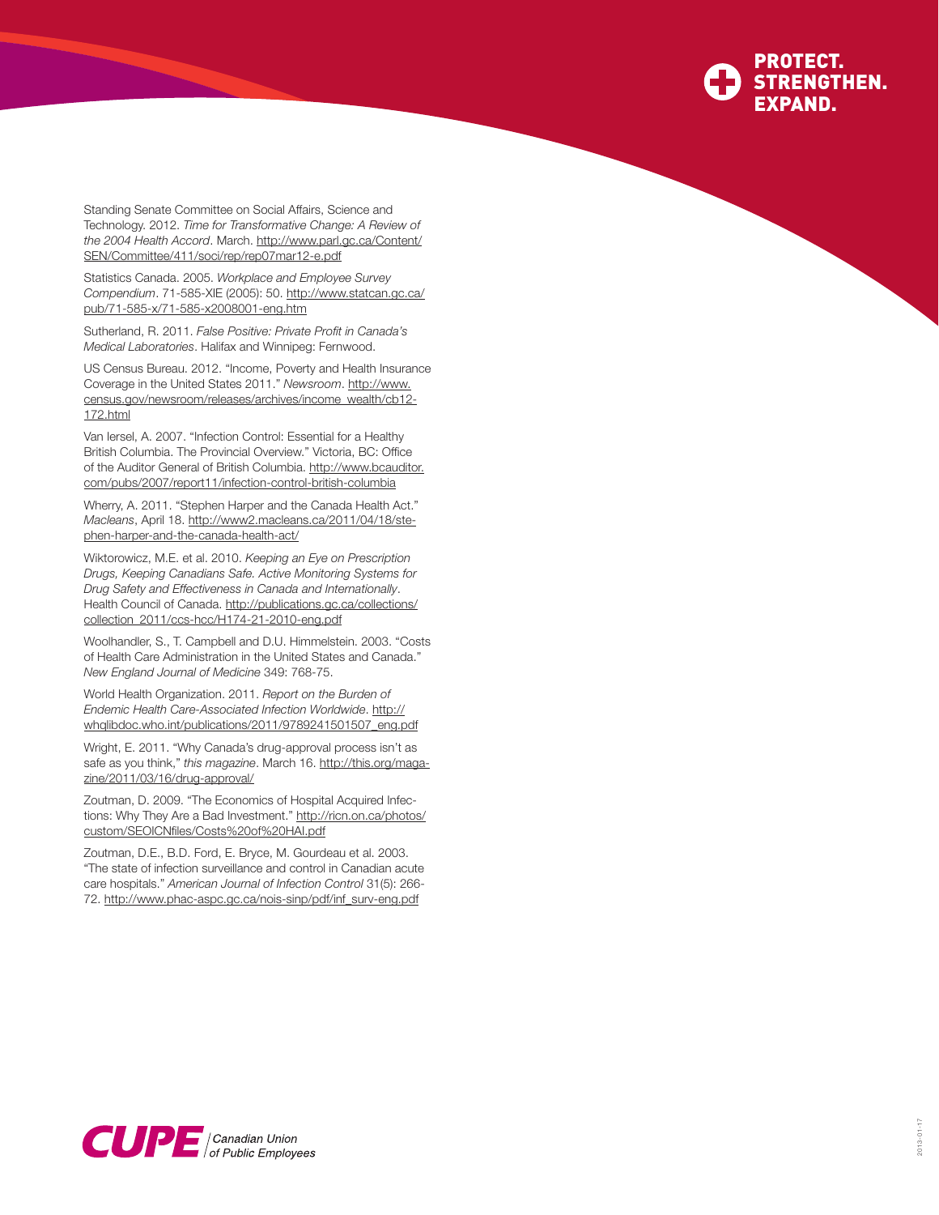Standing Senate Committee on Social Affairs, Science and Technology. 2012. *Time for Transformative Change: A Review of the 2004 Health Accord*. March. http://www.parl.gc.ca/Content/SEN/Committee/411/soci/rep/rep07mar12-e.pdf

Statistics Canada. 2005. *Workplace and Employee Survey Compendium*. 71-585-XIE (2005): 50. http://www.statcan.gc.ca/pub/71-585-x/71-585-x2008001-eng.htm

Sutherland, R. 2011. *False Positive: Private Profit in Canada's Medical Laboratories*. Halifax and Winnipeg: Fernwood.

US Census Bureau. 2012. "Income, Poverty and Health Insurance Coverage in the United States 2011." *Newsroom*. http://www.census.gov/newsroom/releases/archives/income_wealth/cb12-172.html

Van Iersel, A. 2007. "Infection Control: Essential for a Healthy British Columbia. The Provincial Overview." Victoria, BC: Office of the Auditor General of British Columbia. http://www.bcauditor.com/pubs/2007/report11/infection-control-british-columbia

Wherry, A. 2011. "Stephen Harper and the Canada Health Act." *Macleans*, April 18. http://www2.macleans.ca/2011/04/18/stephen-harper-and-the-canada-health-act/

Wiktorowicz, M.E. et al. 2010. *Keeping an Eye on Prescription Drugs, Keeping Canadians Safe. Active Monitoring Systems for Drug Safety and Effectiveness in Canada and Internationally*. Health Council of Canada. http://publications.gc.ca/collections/collection_2011/ccs-hcc/H174-21-2010-eng.pdf

Woolhandler, S., T. Campbell and D.U. Himmelstein. 2003. "Costs of Health Care Administration in the United States and Canada." *New England Journal of Medicine* 349: 768-75.

World Health Organization. 2011. *Report on the Burden of Endemic Health Care-Associated Infection Worldwide*. http://whqlibdoc.who.int/publications/2011/9789241501507_eng.pdf

Wright, E. 2011. "Why Canada's drug-approval process isn't as safe as you think," *this magazine*. March 16. http://this.org/magazine/2011/03/16/drug-approval/

Zoutman, D. 2009. "The Economics of Hospital Acquired Infections: Why They Are a Bad Investment." http://ricn.on.ca/photos/custom/SEOICNfiles/Costs%20of%20HAI.pdf

Zoutman, D.E., B.D. Ford, E. Bryce, M. Gourdeau et al. 2003. "The state of infection surveillance and control in Canadian acute care hospitals." *American Journal of Infection Control* 31(5): 266-72. http://www.phac-aspc.gc.ca/nois-sinp/pdf/inf_surv-eng.pdf